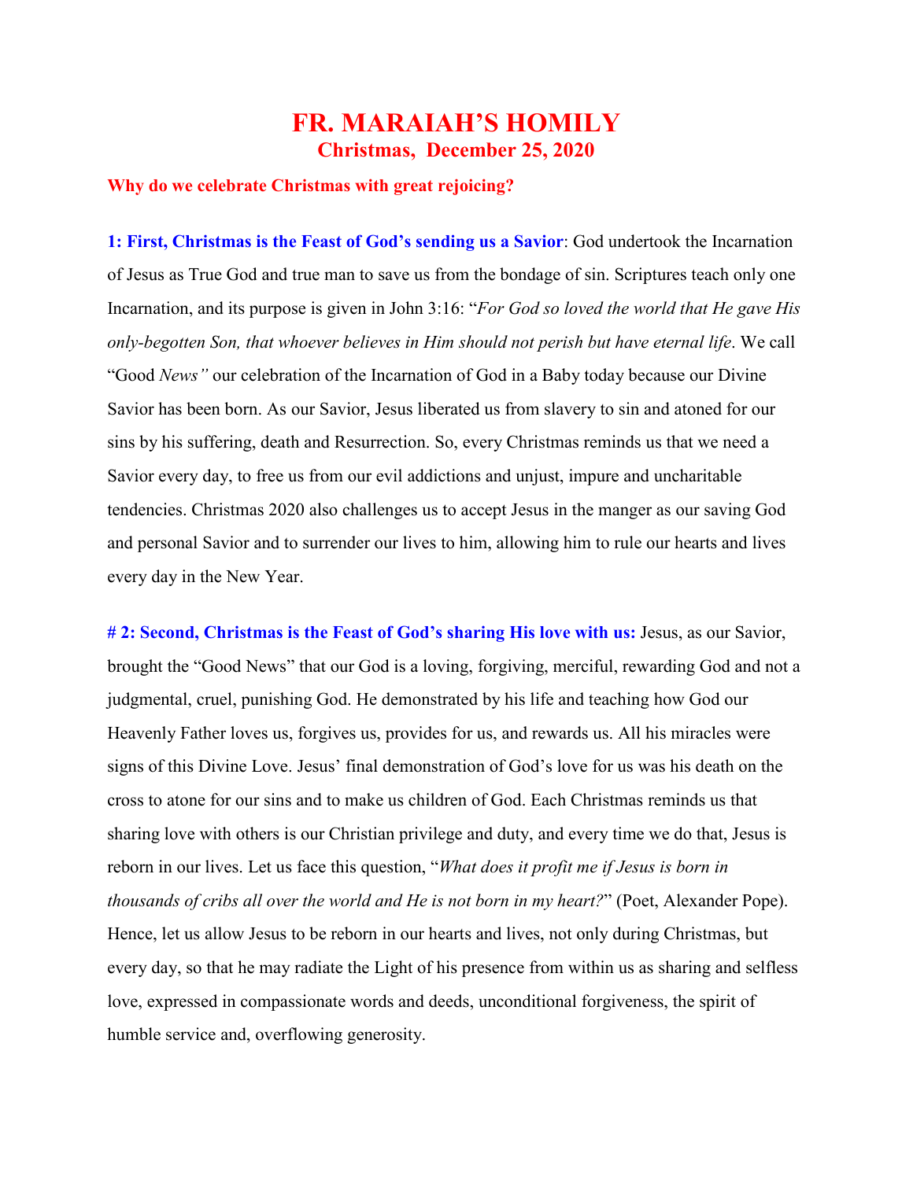# FR. MARAIAH'S HOMILY

## Christmas, December 25, 2020

**Why do we celebrate Christmas with great rejoicing?**

**1: First, Christmas is the Feast of God's sending us a Savior**: God undertook the Incarnation of Jesus as True God and true man to save us from the bondage of sin. Scriptures teach only one Incarnation, and its purpose is given in John 3:16: "*For God so loved the world that He gave His only-begotten Son, that whoever believes in Him should not perish but have eternal life*. We call "Good *News"* our celebration of the Incarnation of God in a Baby today because our Divine Savior has been born. As our Savior, Jesus liberated us from slavery to sin and atoned for our sins by his suffering, death and Resurrection. So, every Christmas reminds us that we need a Savior every day, to free us from our evil addictions and unjust, impure and uncharitable tendencies. Christmas 2020 also challenges us to accept Jesus in the manger as our saving God and personal Savior and to surrender our lives to him, allowing him to rule our hearts and lives every day in the New Year.

**# 2: Second, Christmas is the Feast of God's sharing His love with us:** Jesus, as our Savior, brought the "Good News" that our God is a loving, forgiving, merciful, rewarding God and not a judgmental, cruel, punishing God. He demonstrated by his life and teaching how God our Heavenly Father loves us, forgives us, provides for us, and rewards us. All his miracles were signs of this Divine Love. Jesus' final demonstration of God's love for us was his death on the cross to atone for our sins and to make us children of God. Each Christmas reminds us that sharing love with others is our Christian privilege and duty, and every time we do that, Jesus is reborn in our lives. Let us face this question, "*What does it profit me if Jesus is born in thousands of cribs all over the world and He is not born in my heart?*" (Poet, Alexander Pope). Hence, let us allow Jesus to be reborn in our hearts and lives, not only during Christmas, but every day, so that he may radiate the Light of his presence from within us as sharing and selfless love, expressed in compassionate words and deeds, unconditional forgiveness, the spirit of humble service and, overflowing generosity.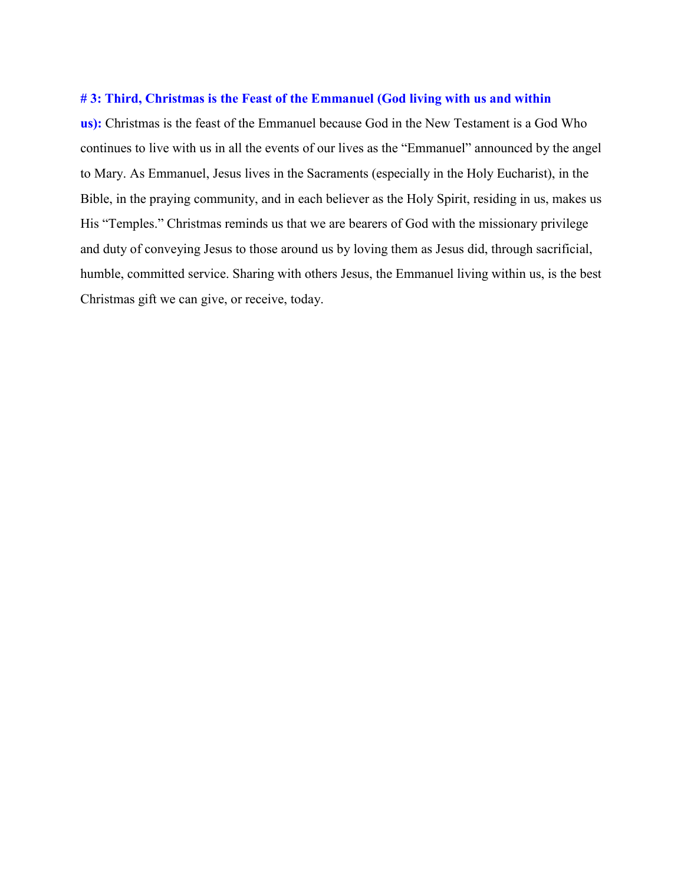**# 3: Third, Christmas is the Feast of the Emmanuel (God living with us and within us):** Christmas is the feast of the Emmanuel because God in the New Testament is a God Who continues to live with us in all the events of our lives as the "Emmanuel" announced by the angel to Mary. As Emmanuel, Jesus lives in the Sacraments (especially in the Holy Eucharist), in the Bible, in the praying community, and in each believer as the Holy Spirit, residing in us, makes us His "Temples." Christmas reminds us that we are bearers of God with the missionary privilege and duty of conveying Jesus to those around us by loving them as Jesus did, through sacrificial, humble, committed service. Sharing with others Jesus, the Emmanuel living within us, is the best Christmas gift we can give, or receive, today.